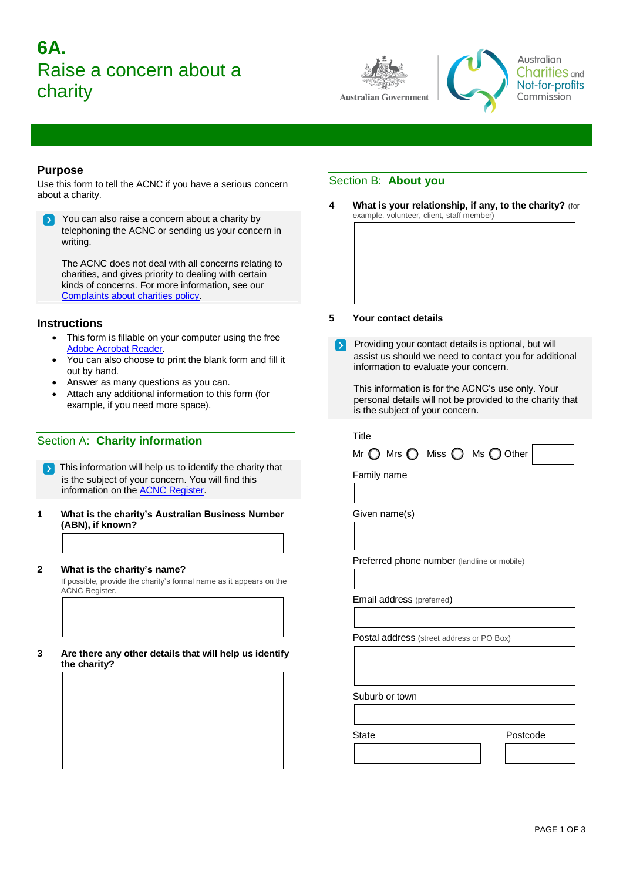# 6A.

# Raise a concern about a charity

Australian Government

Australian Charities and Not-for-profits Commission

## Purpose

Use this form to tell the ACNC if you have a serious concern about a charity.

> You can also raise a concern about a charity by telephoning the ACNC or sending us your concern in writing.
>
> The ACNC does not deal with all concerns relating to charities, and gives priority to dealing with certain kinds of concerns. For more information, see our Complaints about charities policy.

## Instructions

- This form is fillable on your computer using the free Adobe Acrobat Reader.
- You can also choose to print the blank form and fill it out by hand.
- Answer as many questions as you can.
- Attach any additional information to this form (for example, if you need more space).

## Section A: **Charity information**

> This information will help us to identify the charity that is the subject of your concern. You will find this information on the ACNC Register.

**1 What is the charity's Australian Business Number (ABN), if known?**

**2 What is the charity's name?**

If possible, provide the charity's formal name as it appears on the ACNC Register.

**3 Are there any other details that will help us identify the charity?**

## Section B: **About you**

**4 What is your relationship, if any, to the charity?** (for example, volunteer, client, staff member)

**5 Your contact details**

> Providing your contact details is optional, but will assist us should we need to contact you for additional information to evaluate your concern.
>
> This information is for the ACNC's use only. Your personal details will not be provided to the charity that is the subject of your concern.

Title

Mr ◯ Mrs ◯ Miss ◯ Ms ◯ Other

Family name

Given name(s)

Preferred phone number (landline or mobile)

Email address (preferred)

Postal address (street address or PO Box)

Suburb or town

State

Postcode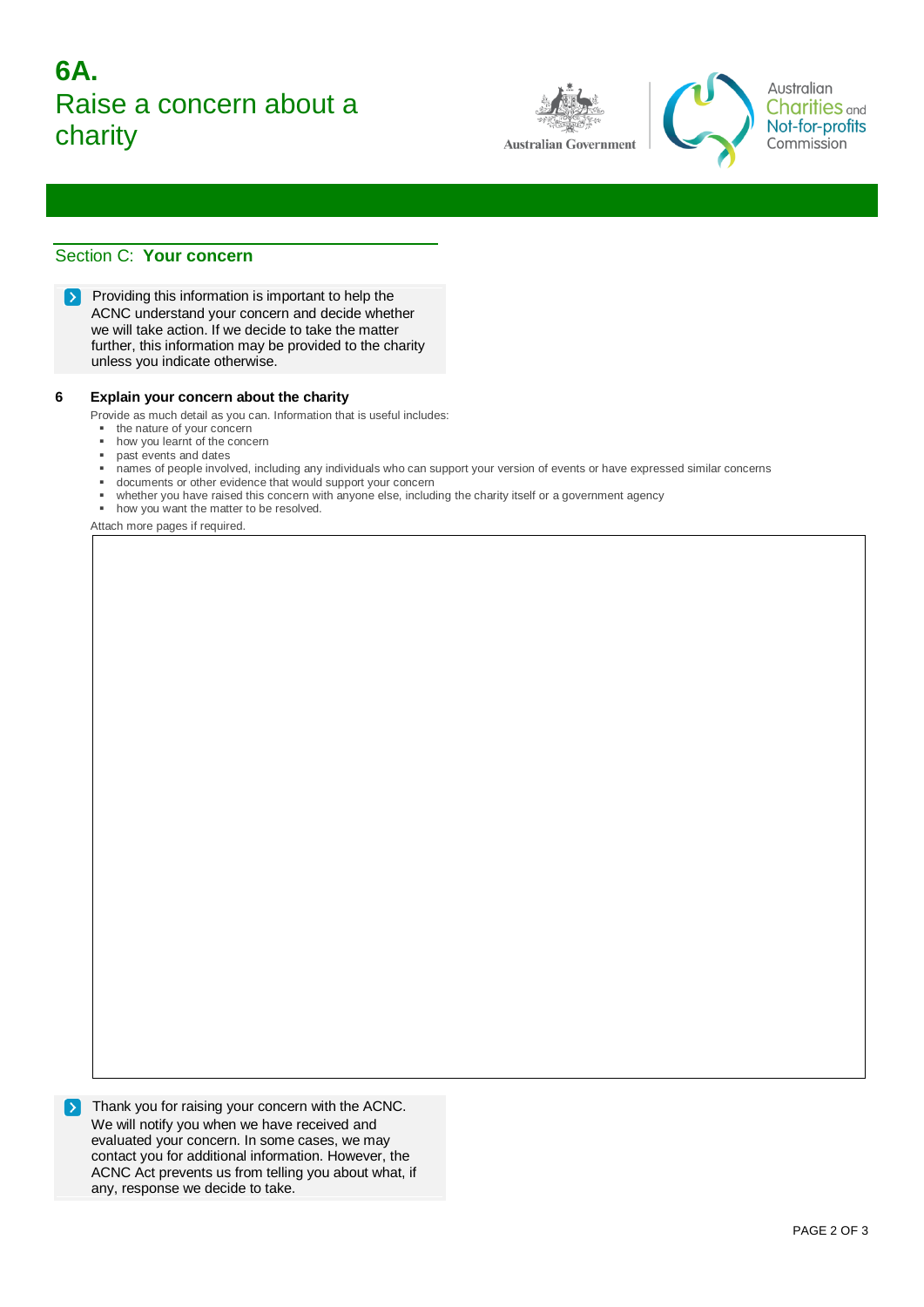# 6A. Raise a concern about a charity

Australian Government

Australian Charities and Not-for-profits Commission

## Section C: **Your concern**

Providing this information is important to help the ACNC understand your concern and decide whether we will take action. If we decide to take the matter further, this information may be provided to the charity unless you indicate otherwise.

**6 Explain your concern about the charity**

Provide as much detail as you can. Information that is useful includes:

- the nature of your concern
- how you learnt of the concern
- past events and dates
- names of people involved, including any individuals who can support your version of events or have expressed similar concerns
- documents or other evidence that would support your concern
- whether you have raised this concern with anyone else, including the charity itself or a government agency
- how you want the matter to be resolved.

Attach more pages if required.

Thank you for raising your concern with the ACNC. We will notify you when we have received and evaluated your concern. In some cases, we may contact you for additional information. However, the ACNC Act prevents us from telling you about what, if any, response we decide to take.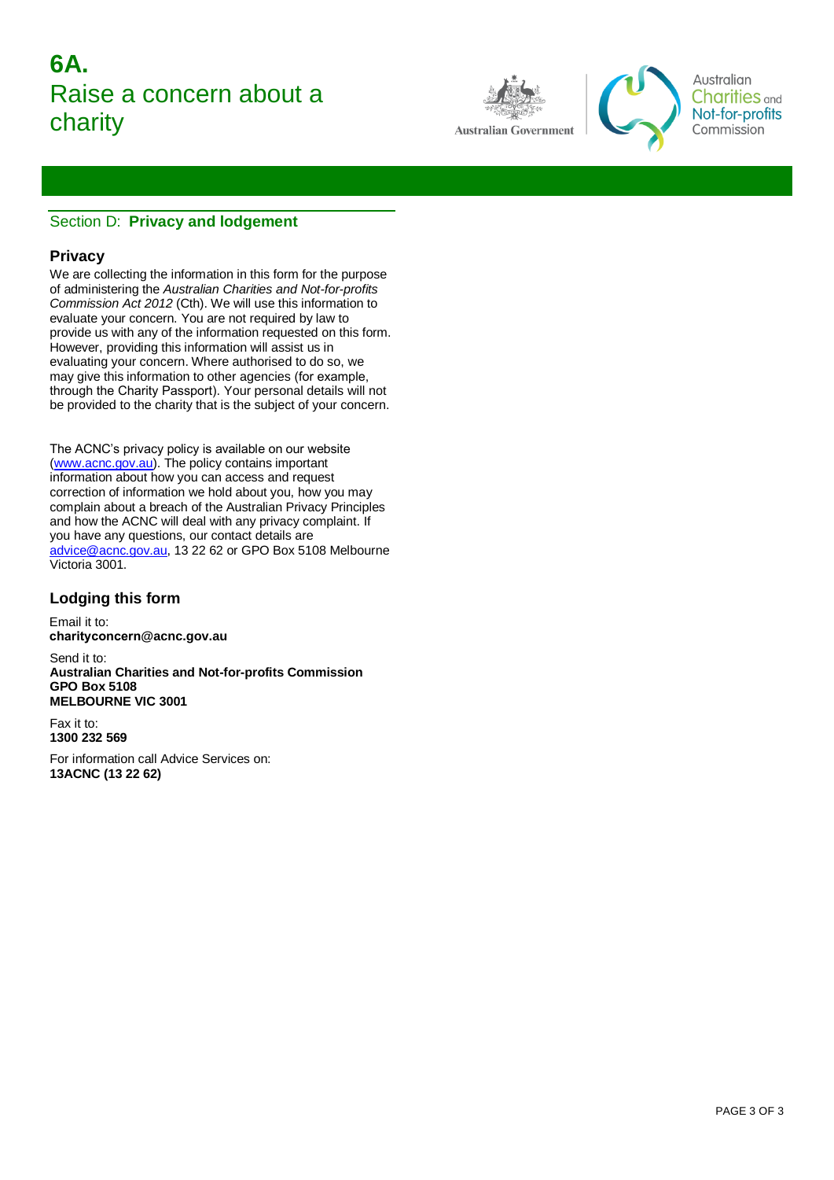# 6A.
# Raise a concern about a charity

## Section D: **Privacy and lodgement**

### Privacy

We are collecting the information in this form for the purpose of administering the *Australian Charities and Not-for-profits Commission Act 2012* (Cth). We will use this information to evaluate your concern. You are not required by law to provide us with any of the information requested on this form. However, providing this information will assist us in evaluating your concern. Where authorised to do so, we may give this information to other agencies (for example, through the Charity Passport). Your personal details will not be provided to the charity that is the subject of your concern.

The ACNC's privacy policy is available on our website (www.acnc.gov.au). The policy contains important information about how you can access and request correction of information we hold about you, how you may complain about a breach of the Australian Privacy Principles and how the ACNC will deal with any privacy complaint. If you have any questions, our contact details are advice@acnc.gov.au, 13 22 62 or GPO Box 5108 Melbourne Victoria 3001.

### Lodging this form

Email it to:
**charityconcern@acnc.gov.au**

Send it to:
**Australian Charities and Not-for-profits Commission**
**GPO Box 5108**
**MELBOURNE VIC 3001**

Fax it to:
**1300 232 569**

For information call Advice Services on:
**13ACNC (13 22 62)**